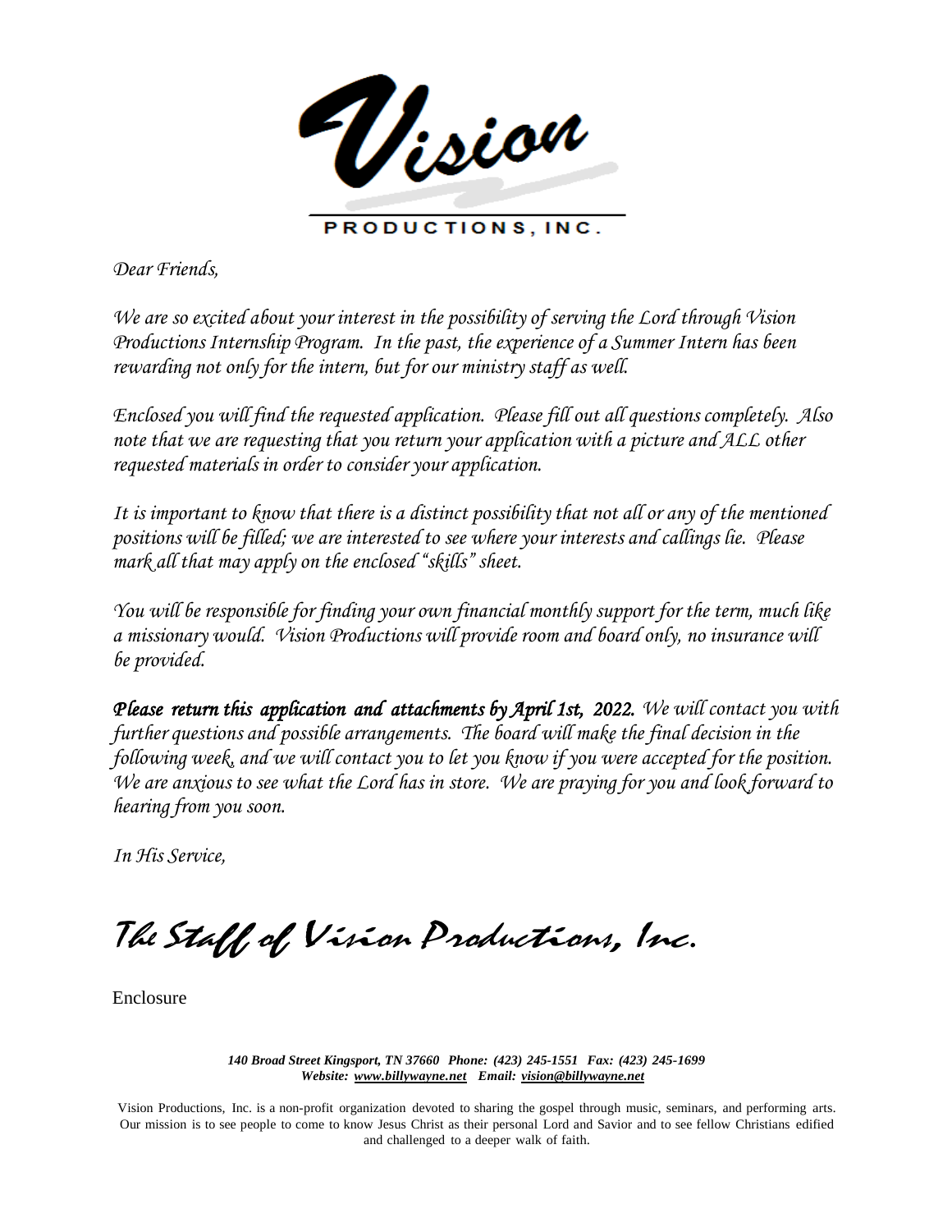# Vision

PRODUCTIONS, INC.

*Dear Friends,*

*We are so excited about your interest in the possibility of serving the Lord through Vision Productions Internship Program. In the past, the experience of a Summer Intern has been rewarding not only for the intern, but for our ministry staff as well.*

*Enclosed you will find the requested application. Please fill out all questions completely. Also note that we are requesting that you return your application with a picture and ALL other requested materials in order to consider your application.*

*It is important to know that there is a distinct possibility that not all or any of the mentioned positions will be filled; we are interested to see where your interests and callings lie. Please mark all that may apply on the enclosed "skills" sheet.*

*You will be responsible for finding your own financial monthly support for the term, much like a missionary would. Vision Productions will provide room and board only, no insurance will be provided.*

***Please return this application and attachments by April 1st, 2022.*** *We will contact you with further questions and possible arrangements. The board will make the final decision in the following week, and we will contact you to let you know if you were accepted for the position. We are anxious to see what the Lord has in store. We are praying for you and look forward to hearing from you soon.*

*In His Service,*

*The Staff of Vision Productions, Inc.*

Enclosure

***140 Broad Street Kingsport, TN 37660 Phone: (423) 245-1551 Fax: (423) 245-1699***
***Website: www.billywayne.net Email: vision@billywayne.net***

Vision Productions, Inc. is a non-profit organization devoted to sharing the gospel through music, seminars, and performing arts. Our mission is to see people to come to know Jesus Christ as their personal Lord and Savior and to see fellow Christians edified and challenged to a deeper walk of faith.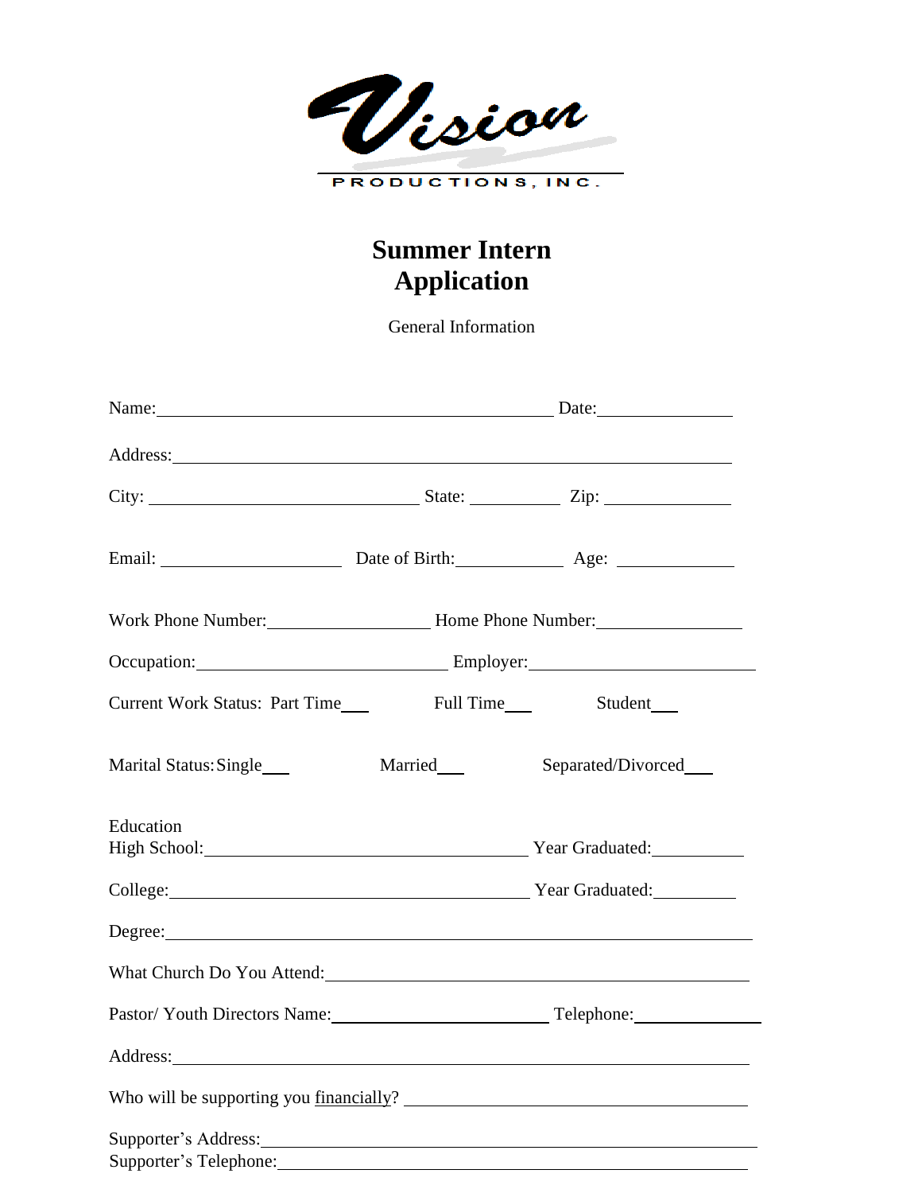Vision

PRODUCTIONS, INC.

# Summer Intern Application

General Information

Name:______________________________________________ Date:_______________

Address:________________________________________________________________

City: ______________________________ State: __________ Zip: ______________

Email: ____________________ Date of Birth:____________ Age: _____________

Work Phone Number:__________________ Home Phone Number:________________

Occupation:____________________________ Employer:_________________________

Current Work Status: Part Time___ Full Time___ Student___

Marital Status: Single___ Married___ Separated/Divorced___

Education

High School:____________________________________ Year Graduated:__________

College:_________________________________________ Year Graduated:_________

Degree:__________________________________________________________________

What Church Do You Attend:_______________________________________________

Pastor/ Youth Directors Name:________________________ Telephone:______________

Address:_________________________________________________________________

Who will be supporting you <u>financially</u>? _________________________________________

Supporter's Address:______________________________________________________

Supporter's Telephone:____________________________________________________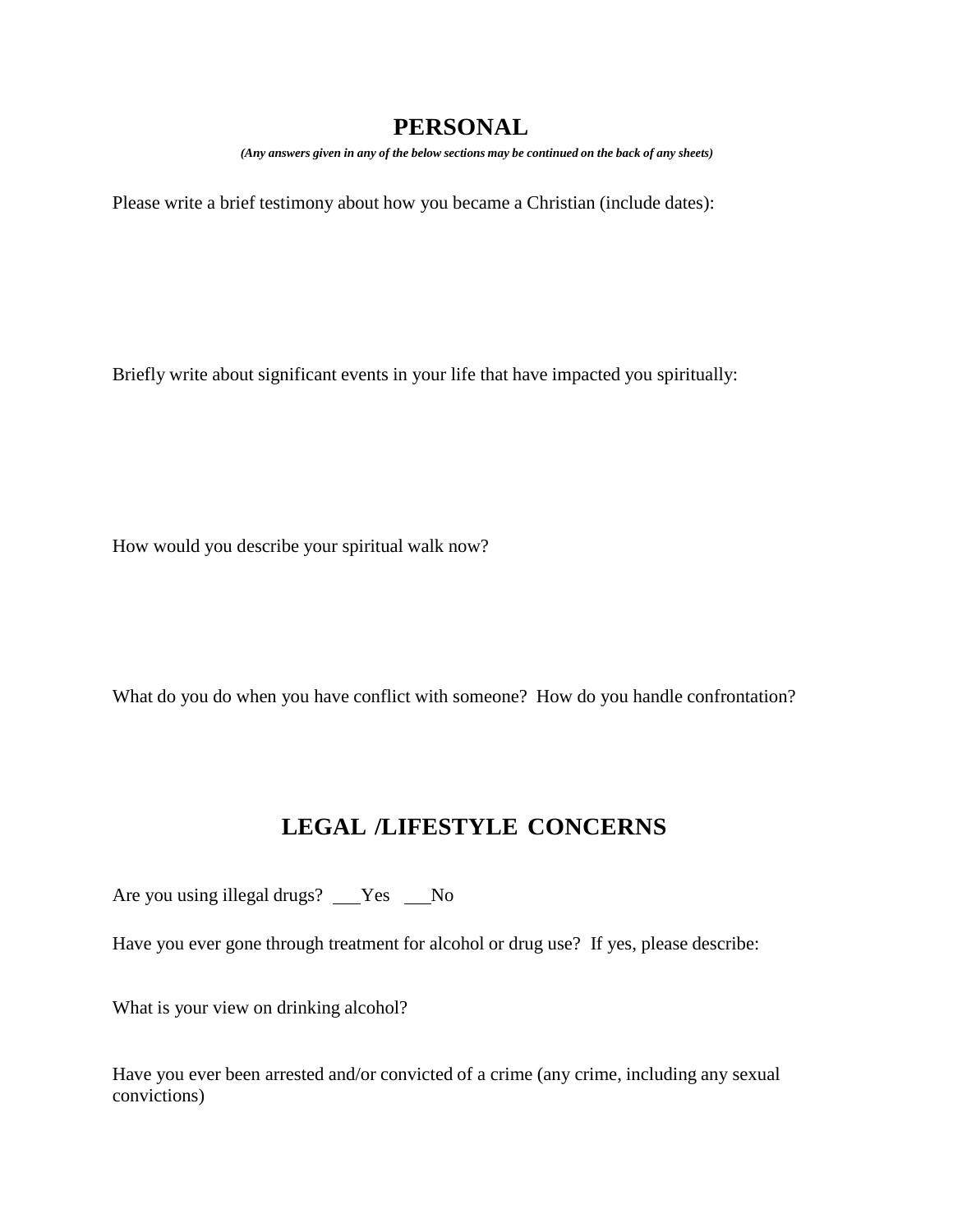# PERSONAL

*(Any answers given in any of the below sections may be continued on the back of any sheets)*

Please write a brief testimony about how you became a Christian (include dates):

Briefly write about significant events in your life that have impacted you spiritually:

How would you describe your spiritual walk now?

What do you do when you have conflict with someone? How do you handle confrontation?

# LEGAL /LIFESTYLE CONCERNS

Are you using illegal drugs? ___Yes ___No

Have you ever gone through treatment for alcohol or drug use? If yes, please describe:

What is your view on drinking alcohol?

Have you ever been arrested and/or convicted of a crime (any crime, including any sexual convictions)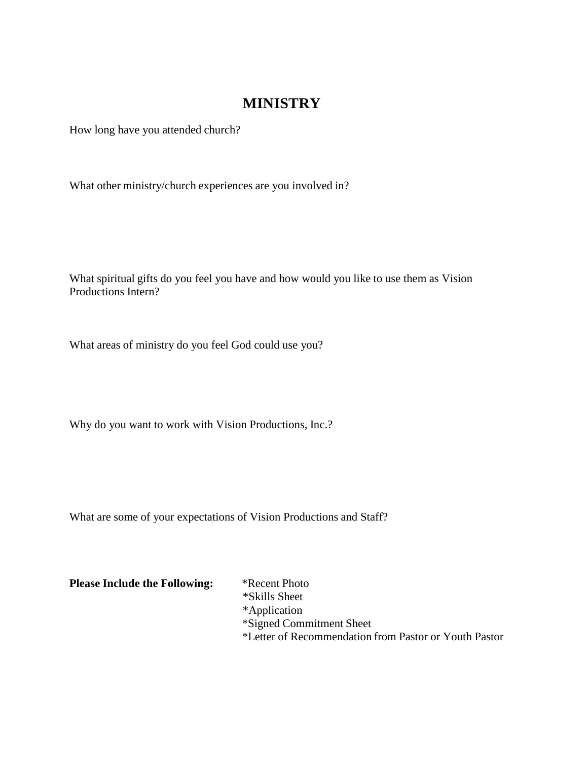# MINISTRY

How long have you attended church?

What other ministry/church experiences are you involved in?

What spiritual gifts do you feel you have and how would you like to use them as Vision Productions Intern?

What areas of ministry do you feel God could use you?

Why do you want to work with Vision Productions, Inc.?

What are some of your expectations of Vision Productions and Staff?

**Please Include the Following:**

*Recent Photo
*Skills Sheet
*Application
*Signed Commitment Sheet
*Letter of Recommendation from Pastor or Youth Pastor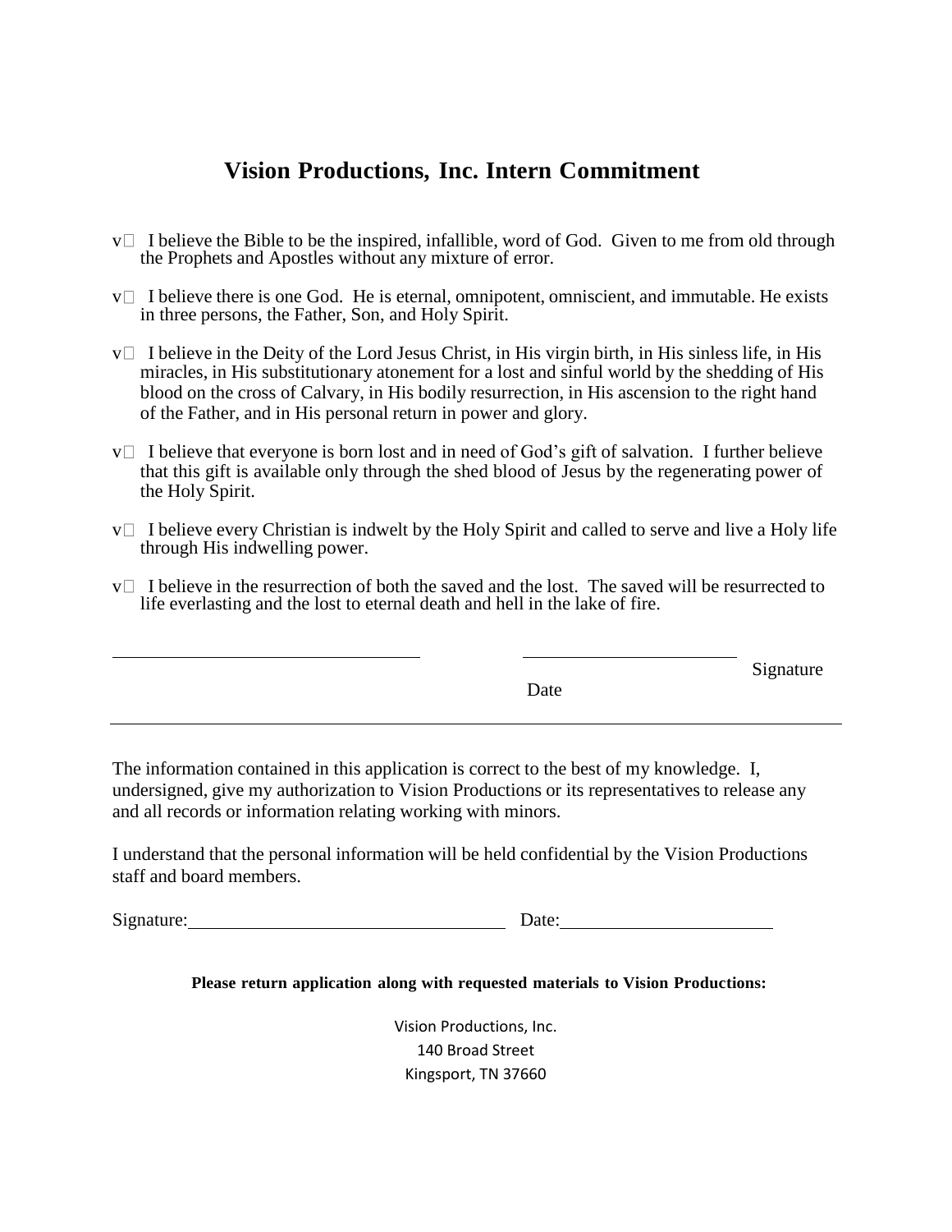# Vision Productions, Inc. Intern Commitment

- I believe the Bible to be the inspired, infallible, word of God. Given to me from old through the Prophets and Apostles without any mixture of error.
- I believe there is one God. He is eternal, omnipotent, omniscient, and immutable. He exists in three persons, the Father, Son, and Holy Spirit.
- I believe in the Deity of the Lord Jesus Christ, in His virgin birth, in His sinless life, in His miracles, in His substitutionary atonement for a lost and sinful world by the shedding of His blood on the cross of Calvary, in His bodily resurrection, in His ascension to the right hand of the Father, and in His personal return in power and glory.
- I believe that everyone is born lost and in need of God's gift of salvation. I further believe that this gift is available only through the shed blood of Jesus by the regenerating power of the Holy Spirit.
- I believe every Christian is indwelt by the Holy Spirit and called to serve and live a Holy life through His indwelling power.
- I believe in the resurrection of both the saved and the lost. The saved will be resurrected to life everlasting and the lost to eternal death and hell in the lake of fire.

______________________________ ______________________ Signature

Date

---

The information contained in this application is correct to the best of my knowledge. I, undersigned, give my authorization to Vision Productions or its representatives to release any and all records or information relating working with minors.

I understand that the personal information will be held confidential by the Vision Productions staff and board members.

Signature:______________________________ Date:____________________

**Please return application along with requested materials to Vision Productions:**

Vision Productions, Inc.
140 Broad Street
Kingsport, TN 37660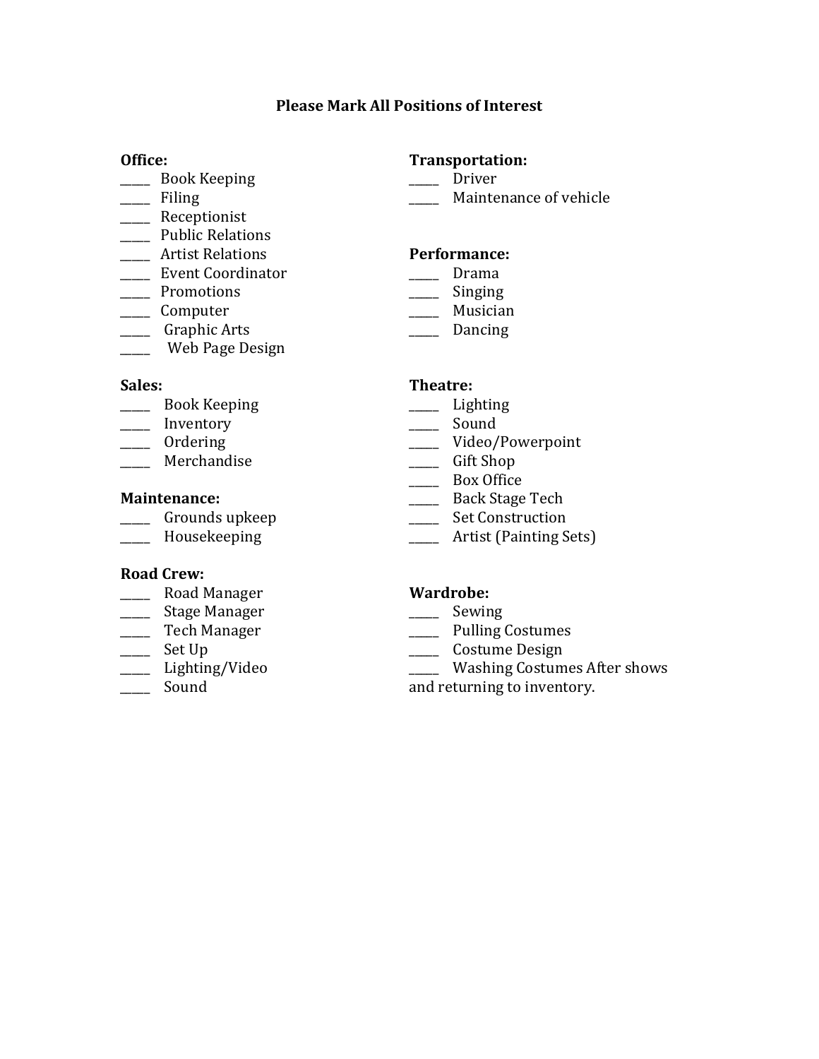**Please Mark All Positions of Interest**

**Office:**

_____ Book Keeping
_____ Filing
_____ Receptionist
_____ Public Relations
_____ Artist Relations
_____ Event Coordinator
_____ Promotions
_____ Computer
_____ Graphic Arts
_____ Web Page Design

**Sales:**

_____ Book Keeping
_____ Inventory
_____ Ordering
_____ Merchandise

**Maintenance:**

_____ Grounds upkeep
_____ Housekeeping

**Road Crew:**

_____ Road Manager
_____ Stage Manager
_____ Tech Manager
_____ Set Up
_____ Lighting/Video
_____ Sound

**Transportation:**

_____ Driver
_____ Maintenance of vehicle

**Performance:**

_____ Drama
_____ Singing
_____ Musician
_____ Dancing

**Theatre:**

_____ Lighting
_____ Sound
_____ Video/Powerpoint
_____ Gift Shop
_____ Box Office
_____ Back Stage Tech
_____ Set Construction
_____ Artist (Painting Sets)

**Wardrobe:**

_____ Sewing
_____ Pulling Costumes
_____ Costume Design
_____ Washing Costumes After shows and returning to inventory.